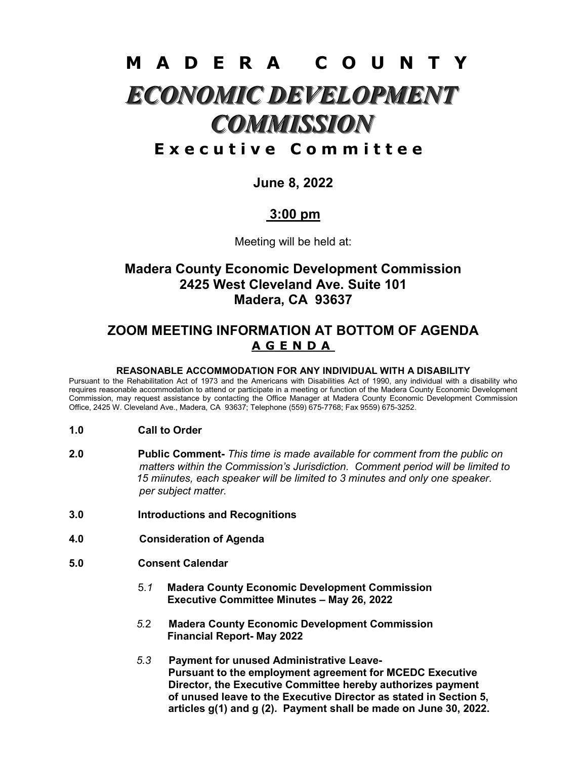# M A D E R A   C O U N T Y

# *ECONOMIC DEVELOPMENT COMMISSION*

## E x e c u t i v e   C o m m i t t e e

**June 8, 2022**

**3:00 pm**

Meeting will be held at:

**Madera County Economic Development Commission**
**2425 West Cleveland Ave. Suite 101**
**Madera, CA 93637**

## ZOOM MEETING INFORMATION AT BOTTOM OF AGENDA

## A G E N D A

**REASONABLE ACCOMMODATION FOR ANY INDIVIDUAL WITH A DISABILITY**

Pursuant to the Rehabilitation Act of 1973 and the Americans with Disabilities Act of 1990, any individual with a disability who requires reasonable accommodation to attend or participate in a meeting or function of the Madera County Economic Development Commission, may request assistance by contacting the Office Manager at Madera County Economic Development Commission Office, 2425 W. Cleveland Ave., Madera, CA 93637; Telephone (559) 675-7768; Fax 9559) 675-3252.

**1.0 Call to Order**

**2.0 Public Comment-** *This time is made available for comment from the public on matters within the Commission's Jurisdiction. Comment period will be limited to 15 miinutes, each speaker will be limited to 3 minutes and only one speaker. per subject matter.*

**3.0 Introductions and Recognitions**

**4.0 Consideration of Agenda**

**5.0 Consent Calendar**

*5.1* **Madera County Economic Development Commission Executive Committee Minutes – May 26, 2022**

*5.2* **Madera County Economic Development Commission Financial Report- May 2022**

*5.3* **Payment for unused Administrative Leave- Pursuant to the employment agreement for MCEDC Executive Director, the Executive Committee hereby authorizes payment of unused leave to the Executive Director as stated in Section 5, articles g(1) and g (2). Payment shall be made on June 30, 2022.**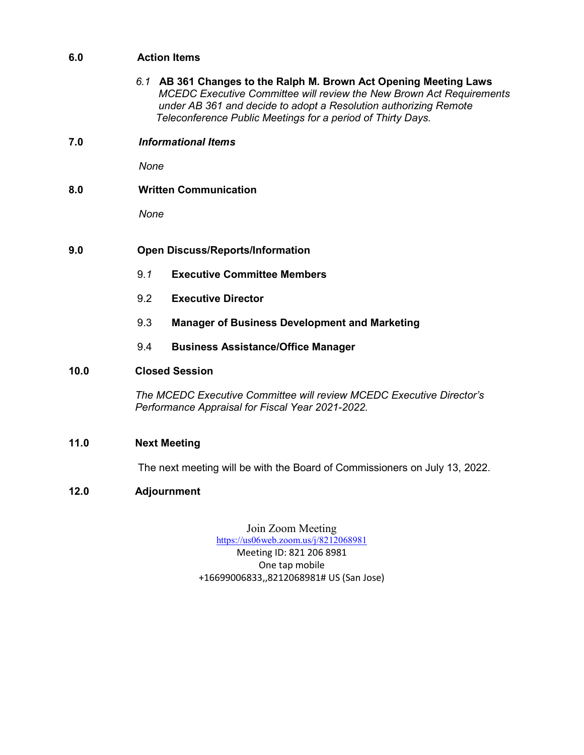**6.0 Action Items**

*6.1* **AB 361 Changes to the Ralph M. Brown Act Opening Meeting Laws**
*MCEDC Executive Committee will review the New Brown Act Requirements under AB 361 and decide to adopt a Resolution authorizing Remote Teleconference Public Meetings for a period of Thirty Days.*

***7.0 Informational Items***

*None*

**8.0 Written Communication**

*None*

**9.0 Open Discuss/Reports/Information**

9.*1* **Executive Committee Members**

9.2 **Executive Director**

9.3 **Manager of Business Development and Marketing**

9.4 **Business Assistance/Office Manager**

**10.0 Closed Session**

*The MCEDC Executive Committee will review MCEDC Executive Director's Performance Appraisal for Fiscal Year 2021-2022.*

**11.0 Next Meeting**

The next meeting will be with the Board of Commissioners on July 13, 2022.

**12.0 Adjournment**

Join Zoom Meeting
https://us06web.zoom.us/j/8212068981
Meeting ID: 821 206 8981
One tap mobile
+16699006833,,8212068981# US (San Jose)